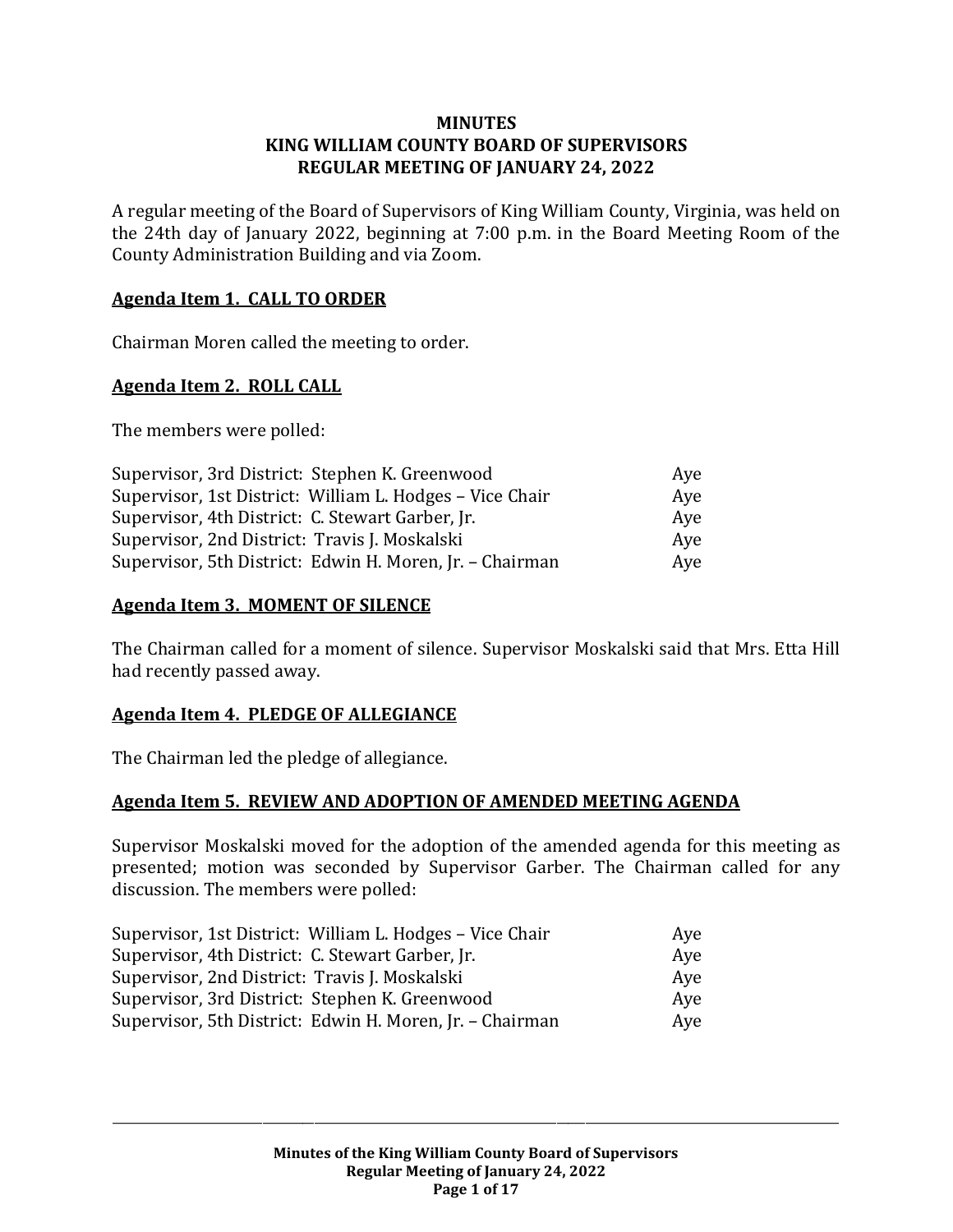# MINUTES
## KING WILLIAM COUNTY BOARD OF SUPERVISORS
## REGULAR MEETING OF JANUARY 24, 2022

A regular meeting of the Board of Supervisors of King William County, Virginia, was held on the 24th day of January 2022, beginning at 7:00 p.m. in the Board Meeting Room of the County Administration Building and via Zoom.

**Agenda Item 1. CALL TO ORDER**

Chairman Moren called the meeting to order.

**Agenda Item 2. ROLL CALL**

The members were polled:

| | |
|---|---|
| Supervisor, 3rd District: Stephen K. Greenwood | Aye |
| Supervisor, 1st District: William L. Hodges – Vice Chair | Aye |
| Supervisor, 4th District: C. Stewart Garber, Jr. | Aye |
| Supervisor, 2nd District: Travis J. Moskalski | Aye |
| Supervisor, 5th District: Edwin H. Moren, Jr. – Chairman | Aye |

**Agenda Item 3. MOMENT OF SILENCE**

The Chairman called for a moment of silence. Supervisor Moskalski said that Mrs. Etta Hill had recently passed away.

**Agenda Item 4. PLEDGE OF ALLEGIANCE**

The Chairman led the pledge of allegiance.

**Agenda Item 5. REVIEW AND ADOPTION OF AMENDED MEETING AGENDA**

Supervisor Moskalski moved for the adoption of the amended agenda for this meeting as presented; motion was seconded by Supervisor Garber. The Chairman called for any discussion. The members were polled:

| | |
|---|---|
| Supervisor, 1st District: William L. Hodges – Vice Chair | Aye |
| Supervisor, 4th District: C. Stewart Garber, Jr. | Aye |
| Supervisor, 2nd District: Travis J. Moskalski | Aye |
| Supervisor, 3rd District: Stephen K. Greenwood | Aye |
| Supervisor, 5th District: Edwin H. Moren, Jr. – Chairman | Aye |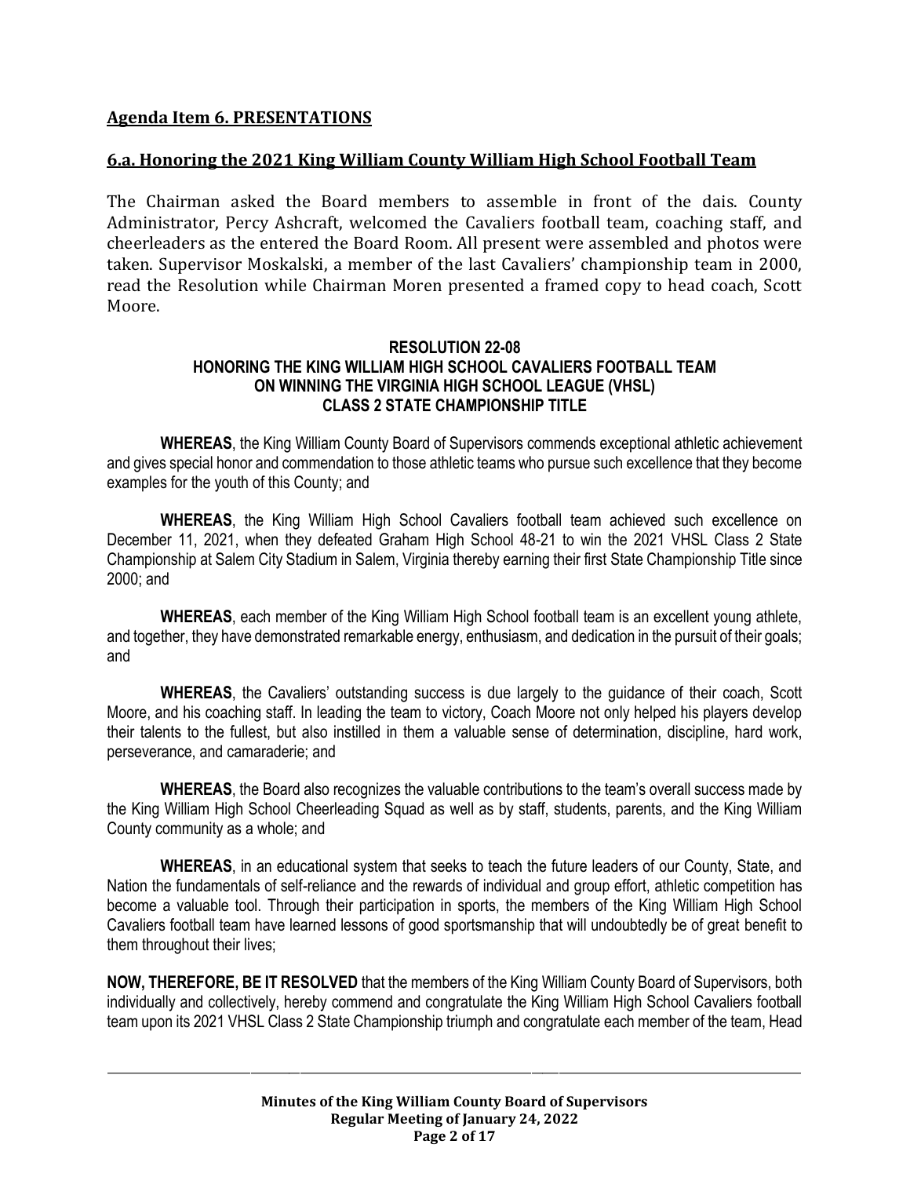## Agenda Item 6. PRESENTATIONS

### 6.a. Honoring the 2021 King William County William High School Football Team

The Chairman asked the Board members to assemble in front of the dais. County Administrator, Percy Ashcraft, welcomed the Cavaliers football team, coaching staff, and cheerleaders as the entered the Board Room. All present were assembled and photos were taken. Supervisor Moskalski, a member of the last Cavaliers' championship team in 2000, read the Resolution while Chairman Moren presented a framed copy to head coach, Scott Moore.

**RESOLUTION 22-08**
**HONORING THE KING WILLIAM HIGH SCHOOL CAVALIERS FOOTBALL TEAM ON WINNING THE VIRGINIA HIGH SCHOOL LEAGUE (VHSL) CLASS 2 STATE CHAMPIONSHIP TITLE**

**WHEREAS**, the King William County Board of Supervisors commends exceptional athletic achievement and gives special honor and commendation to those athletic teams who pursue such excellence that they become examples for the youth of this County; and

**WHEREAS**, the King William High School Cavaliers football team achieved such excellence on December 11, 2021, when they defeated Graham High School 48-21 to win the 2021 VHSL Class 2 State Championship at Salem City Stadium in Salem, Virginia thereby earning their first State Championship Title since 2000; and

**WHEREAS**, each member of the King William High School football team is an excellent young athlete, and together, they have demonstrated remarkable energy, enthusiasm, and dedication in the pursuit of their goals; and

**WHEREAS**, the Cavaliers' outstanding success is due largely to the guidance of their coach, Scott Moore, and his coaching staff. In leading the team to victory, Coach Moore not only helped his players develop their talents to the fullest, but also instilled in them a valuable sense of determination, discipline, hard work, perseverance, and camaraderie; and

**WHEREAS**, the Board also recognizes the valuable contributions to the team's overall success made by the King William High School Cheerleading Squad as well as by staff, students, parents, and the King William County community as a whole; and

**WHEREAS**, in an educational system that seeks to teach the future leaders of our County, State, and Nation the fundamentals of self-reliance and the rewards of individual and group effort, athletic competition has become a valuable tool. Through their participation in sports, the members of the King William High School Cavaliers football team have learned lessons of good sportsmanship that will undoubtedly be of great benefit to them throughout their lives;

**NOW, THEREFORE, BE IT RESOLVED** that the members of the King William County Board of Supervisors, both individually and collectively, hereby commend and congratulate the King William High School Cavaliers football team upon its 2021 VHSL Class 2 State Championship triumph and congratulate each member of the team, Head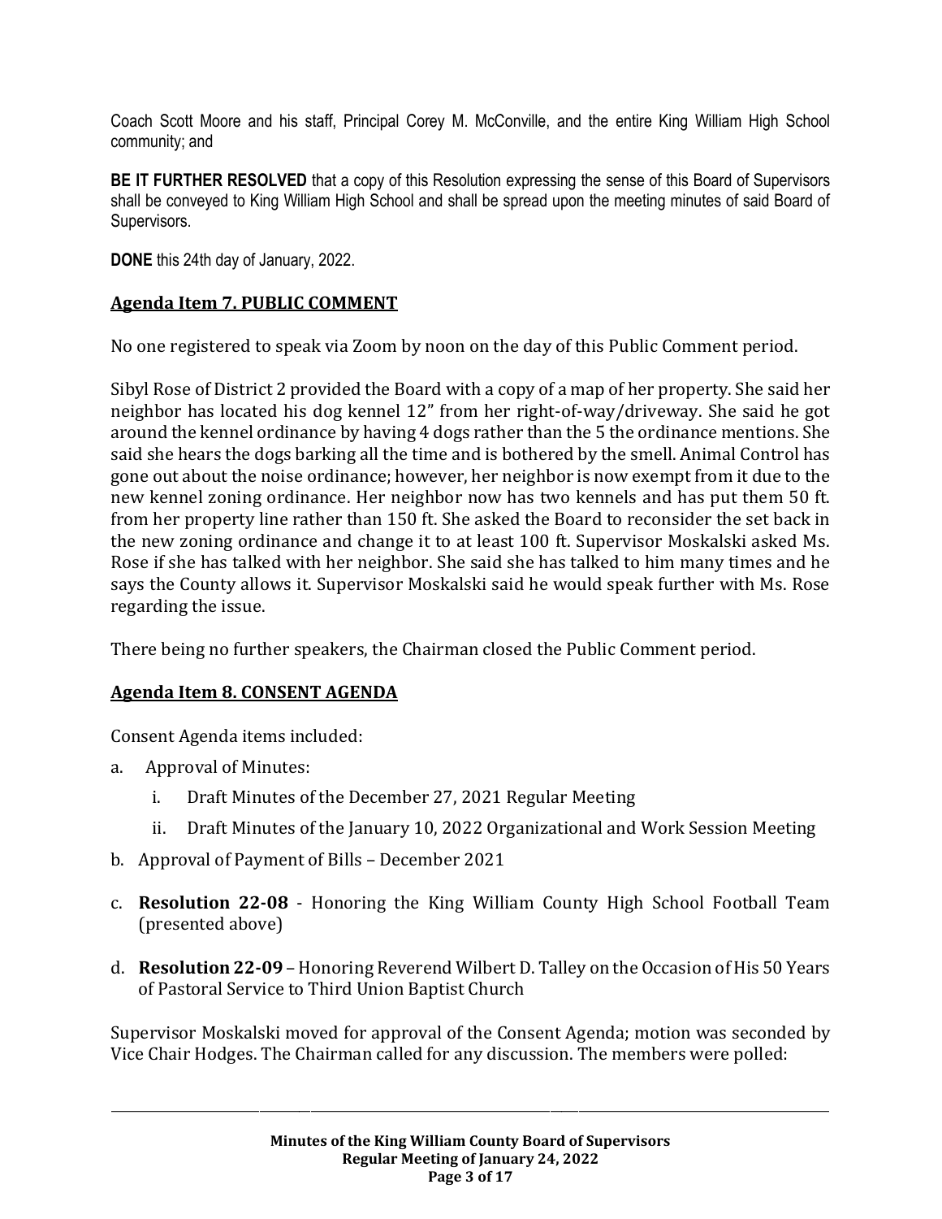Coach Scott Moore and his staff, Principal Corey M. McConville, and the entire King William High School community; and

**BE IT FURTHER RESOLVED** that a copy of this Resolution expressing the sense of this Board of Supervisors shall be conveyed to King William High School and shall be spread upon the meeting minutes of said Board of Supervisors.

**DONE** this 24th day of January, 2022.

## Agenda Item 7. PUBLIC COMMENT

No one registered to speak via Zoom by noon on the day of this Public Comment period.

Sibyl Rose of District 2 provided the Board with a copy of a map of her property. She said her neighbor has located his dog kennel 12" from her right-of-way/driveway. She said he got around the kennel ordinance by having 4 dogs rather than the 5 the ordinance mentions. She said she hears the dogs barking all the time and is bothered by the smell. Animal Control has gone out about the noise ordinance; however, her neighbor is now exempt from it due to the new kennel zoning ordinance. Her neighbor now has two kennels and has put them 50 ft. from her property line rather than 150 ft. She asked the Board to reconsider the set back in the new zoning ordinance and change it to at least 100 ft. Supervisor Moskalski asked Ms. Rose if she has talked with her neighbor. She said she has talked to him many times and he says the County allows it. Supervisor Moskalski said he would speak further with Ms. Rose regarding the issue.

There being no further speakers, the Chairman closed the Public Comment period.

## Agenda Item 8. CONSENT AGENDA

Consent Agenda items included:

a. Approval of Minutes:
   i. Draft Minutes of the December 27, 2021 Regular Meeting
   ii. Draft Minutes of the January 10, 2022 Organizational and Work Session Meeting
b. Approval of Payment of Bills – December 2021
c. **Resolution 22-08** - Honoring the King William County High School Football Team (presented above)
d. **Resolution 22-09** – Honoring Reverend Wilbert D. Talley on the Occasion of His 50 Years of Pastoral Service to Third Union Baptist Church

Supervisor Moskalski moved for approval of the Consent Agenda; motion was seconded by Vice Chair Hodges. The Chairman called for any discussion. The members were polled: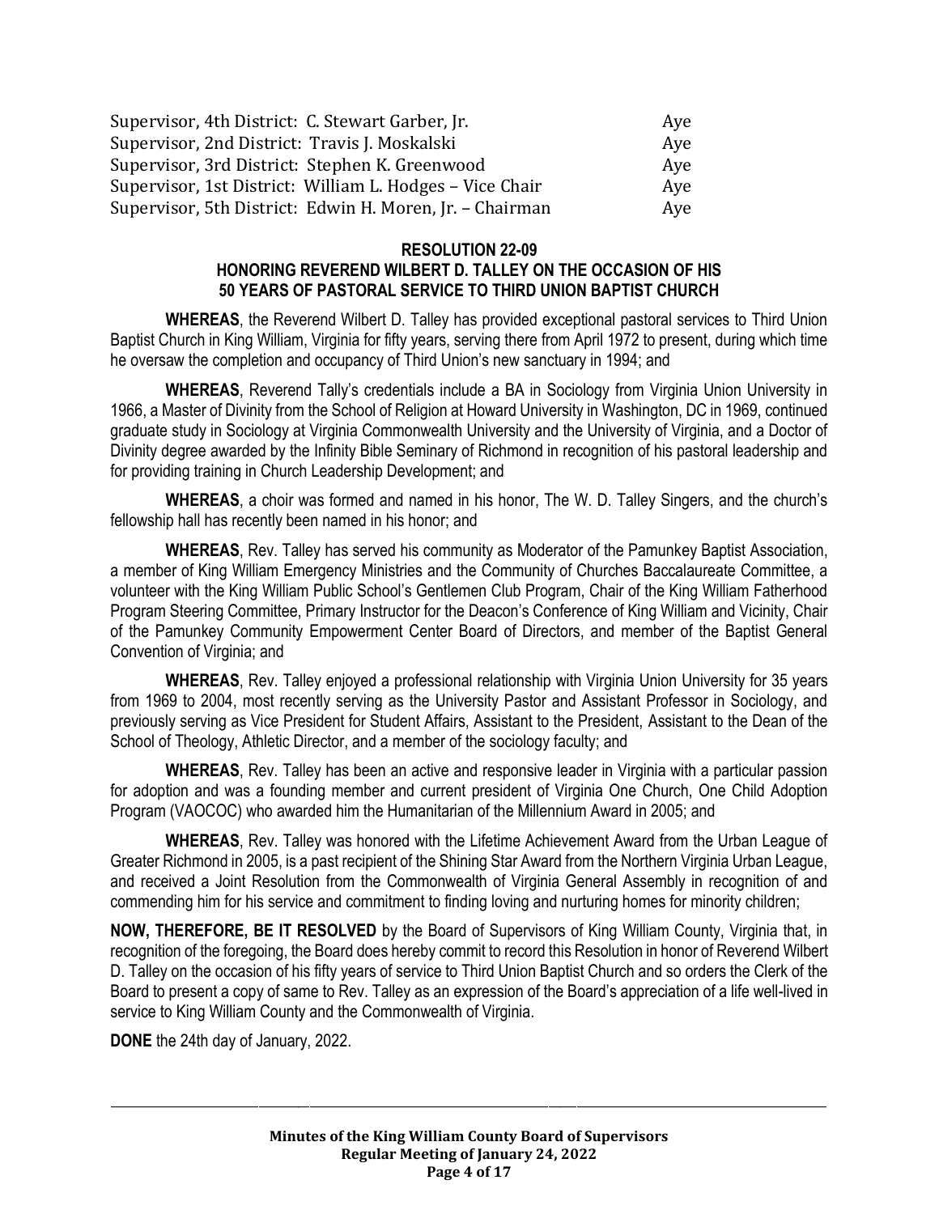| | |
|---|---|
| Supervisor, 4th District: C. Stewart Garber, Jr. | Aye |
| Supervisor, 2nd District: Travis J. Moskalski | Aye |
| Supervisor, 3rd District: Stephen K. Greenwood | Aye |
| Supervisor, 1st District: William L. Hodges – Vice Chair | Aye |
| Supervisor, 5th District: Edwin H. Moren, Jr. – Chairman | Aye |

**RESOLUTION 22-09**
**HONORING REVEREND WILBERT D. TALLEY ON THE OCCASION OF HIS 50 YEARS OF PASTORAL SERVICE TO THIRD UNION BAPTIST CHURCH**

**WHEREAS**, the Reverend Wilbert D. Talley has provided exceptional pastoral services to Third Union Baptist Church in King William, Virginia for fifty years, serving there from April 1972 to present, during which time he oversaw the completion and occupancy of Third Union's new sanctuary in 1994; and

**WHEREAS**, Reverend Tally's credentials include a BA in Sociology from Virginia Union University in 1966, a Master of Divinity from the School of Religion at Howard University in Washington, DC in 1969, continued graduate study in Sociology at Virginia Commonwealth University and the University of Virginia, and a Doctor of Divinity degree awarded by the Infinity Bible Seminary of Richmond in recognition of his pastoral leadership and for providing training in Church Leadership Development; and

**WHEREAS**, a choir was formed and named in his honor, The W. D. Talley Singers, and the church's fellowship hall has recently been named in his honor; and

**WHEREAS**, Rev. Talley has served his community as Moderator of the Pamunkey Baptist Association, a member of King William Emergency Ministries and the Community of Churches Baccalaureate Committee, a volunteer with the King William Public School's Gentlemen Club Program, Chair of the King William Fatherhood Program Steering Committee, Primary Instructor for the Deacon's Conference of King William and Vicinity, Chair of the Pamunkey Community Empowerment Center Board of Directors, and member of the Baptist General Convention of Virginia; and

**WHEREAS**, Rev. Talley enjoyed a professional relationship with Virginia Union University for 35 years from 1969 to 2004, most recently serving as the University Pastor and Assistant Professor in Sociology, and previously serving as Vice President for Student Affairs, Assistant to the President, Assistant to the Dean of the School of Theology, Athletic Director, and a member of the sociology faculty; and

**WHEREAS**, Rev. Talley has been an active and responsive leader in Virginia with a particular passion for adoption and was a founding member and current president of Virginia One Church, One Child Adoption Program (VAOCOC) who awarded him the Humanitarian of the Millennium Award in 2005; and

**WHEREAS**, Rev. Talley was honored with the Lifetime Achievement Award from the Urban League of Greater Richmond in 2005, is a past recipient of the Shining Star Award from the Northern Virginia Urban League, and received a Joint Resolution from the Commonwealth of Virginia General Assembly in recognition of and commending him for his service and commitment to finding loving and nurturing homes for minority children;

**NOW, THEREFORE, BE IT RESOLVED** by the Board of Supervisors of King William County, Virginia that, in recognition of the foregoing, the Board does hereby commit to record this Resolution in honor of Reverend Wilbert D. Talley on the occasion of his fifty years of service to Third Union Baptist Church and so orders the Clerk of the Board to present a copy of same to Rev. Talley as an expression of the Board's appreciation of a life well-lived in service to King William County and the Commonwealth of Virginia.

**DONE** the 24th day of January, 2022.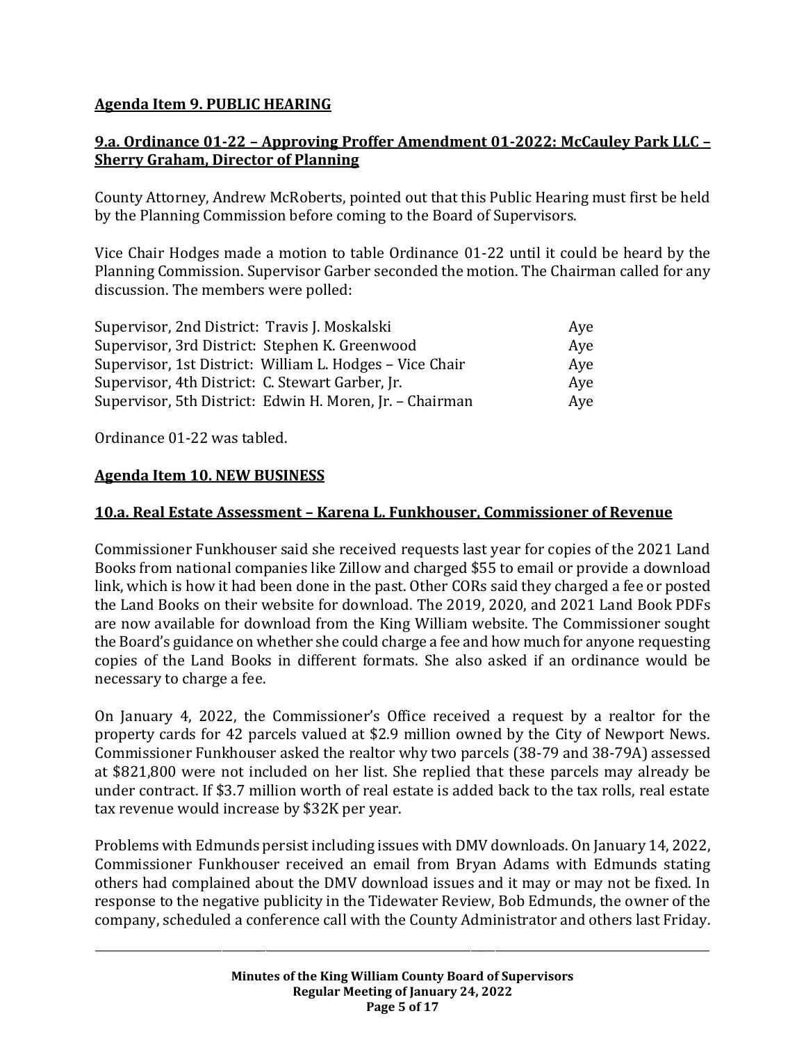**Agenda Item 9. PUBLIC HEARING**

**9.a. Ordinance 01-22 – Approving Proffer Amendment 01-2022: McCauley Park LLC – Sherry Graham, Director of Planning**

County Attorney, Andrew McRoberts, pointed out that this Public Hearing must first be held by the Planning Commission before coming to the Board of Supervisors.

Vice Chair Hodges made a motion to table Ordinance 01-22 until it could be heard by the Planning Commission. Supervisor Garber seconded the motion. The Chairman called for any discussion. The members were polled:

| | |
|---|---|
| Supervisor, 2nd District: Travis J. Moskalski | Aye |
| Supervisor, 3rd District: Stephen K. Greenwood | Aye |
| Supervisor, 1st District: William L. Hodges – Vice Chair | Aye |
| Supervisor, 4th District: C. Stewart Garber, Jr. | Aye |
| Supervisor, 5th District: Edwin H. Moren, Jr. – Chairman | Aye |

Ordinance 01-22 was tabled.

**Agenda Item 10. NEW BUSINESS**

**10.a. Real Estate Assessment – Karena L. Funkhouser, Commissioner of Revenue**

Commissioner Funkhouser said she received requests last year for copies of the 2021 Land Books from national companies like Zillow and charged $55 to email or provide a download link, which is how it had been done in the past. Other CORs said they charged a fee or posted the Land Books on their website for download. The 2019, 2020, and 2021 Land Book PDFs are now available for download from the King William website. The Commissioner sought the Board's guidance on whether she could charge a fee and how much for anyone requesting copies of the Land Books in different formats. She also asked if an ordinance would be necessary to charge a fee.

On January 4, 2022, the Commissioner's Office received a request by a realtor for the property cards for 42 parcels valued at $2.9 million owned by the City of Newport News. Commissioner Funkhouser asked the realtor why two parcels (38-79 and 38-79A) assessed at $821,800 were not included on her list. She replied that these parcels may already be under contract. If $3.7 million worth of real estate is added back to the tax rolls, real estate tax revenue would increase by $32K per year.

Problems with Edmunds persist including issues with DMV downloads. On January 14, 2022, Commissioner Funkhouser received an email from Bryan Adams with Edmunds stating others had complained about the DMV download issues and it may or may not be fixed. In response to the negative publicity in the Tidewater Review, Bob Edmunds, the owner of the company, scheduled a conference call with the County Administrator and others last Friday.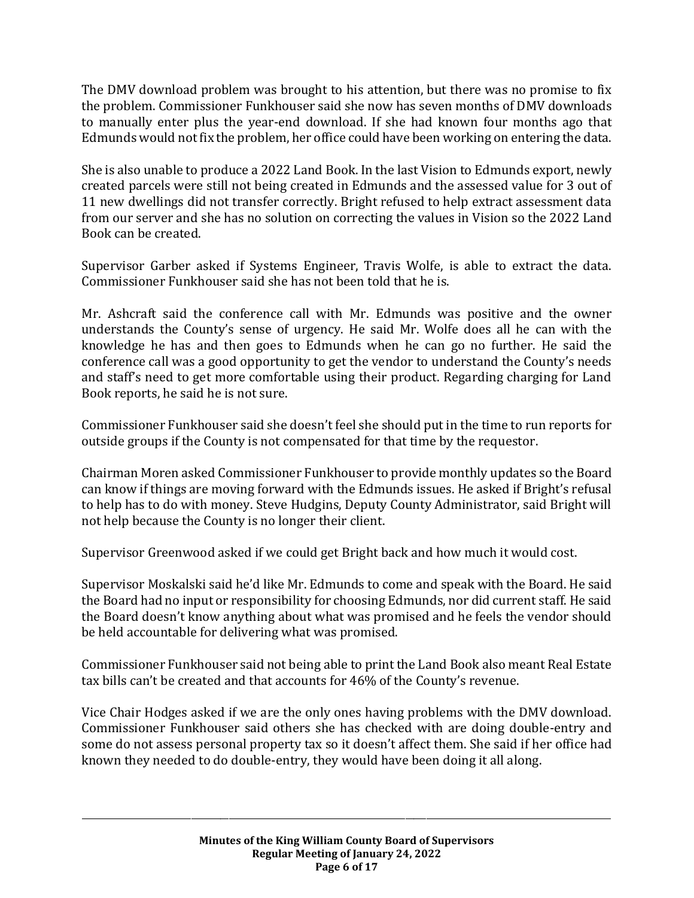The DMV download problem was brought to his attention, but there was no promise to fix the problem. Commissioner Funkhouser said she now has seven months of DMV downloads to manually enter plus the year-end download. If she had known four months ago that Edmunds would not fix the problem, her office could have been working on entering the data.

She is also unable to produce a 2022 Land Book. In the last Vision to Edmunds export, newly created parcels were still not being created in Edmunds and the assessed value for 3 out of 11 new dwellings did not transfer correctly. Bright refused to help extract assessment data from our server and she has no solution on correcting the values in Vision so the 2022 Land Book can be created.

Supervisor Garber asked if Systems Engineer, Travis Wolfe, is able to extract the data. Commissioner Funkhouser said she has not been told that he is.

Mr. Ashcraft said the conference call with Mr. Edmunds was positive and the owner understands the County's sense of urgency. He said Mr. Wolfe does all he can with the knowledge he has and then goes to Edmunds when he can go no further. He said the conference call was a good opportunity to get the vendor to understand the County's needs and staff's need to get more comfortable using their product. Regarding charging for Land Book reports, he said he is not sure.

Commissioner Funkhouser said she doesn't feel she should put in the time to run reports for outside groups if the County is not compensated for that time by the requestor.

Chairman Moren asked Commissioner Funkhouser to provide monthly updates so the Board can know if things are moving forward with the Edmunds issues. He asked if Bright's refusal to help has to do with money. Steve Hudgins, Deputy County Administrator, said Bright will not help because the County is no longer their client.

Supervisor Greenwood asked if we could get Bright back and how much it would cost.

Supervisor Moskalski said he'd like Mr. Edmunds to come and speak with the Board. He said the Board had no input or responsibility for choosing Edmunds, nor did current staff. He said the Board doesn't know anything about what was promised and he feels the vendor should be held accountable for delivering what was promised.

Commissioner Funkhouser said not being able to print the Land Book also meant Real Estate tax bills can't be created and that accounts for 46% of the County's revenue.

Vice Chair Hodges asked if we are the only ones having problems with the DMV download. Commissioner Funkhouser said others she has checked with are doing double-entry and some do not assess personal property tax so it doesn't affect them. She said if her office had known they needed to do double-entry, they would have been doing it all along.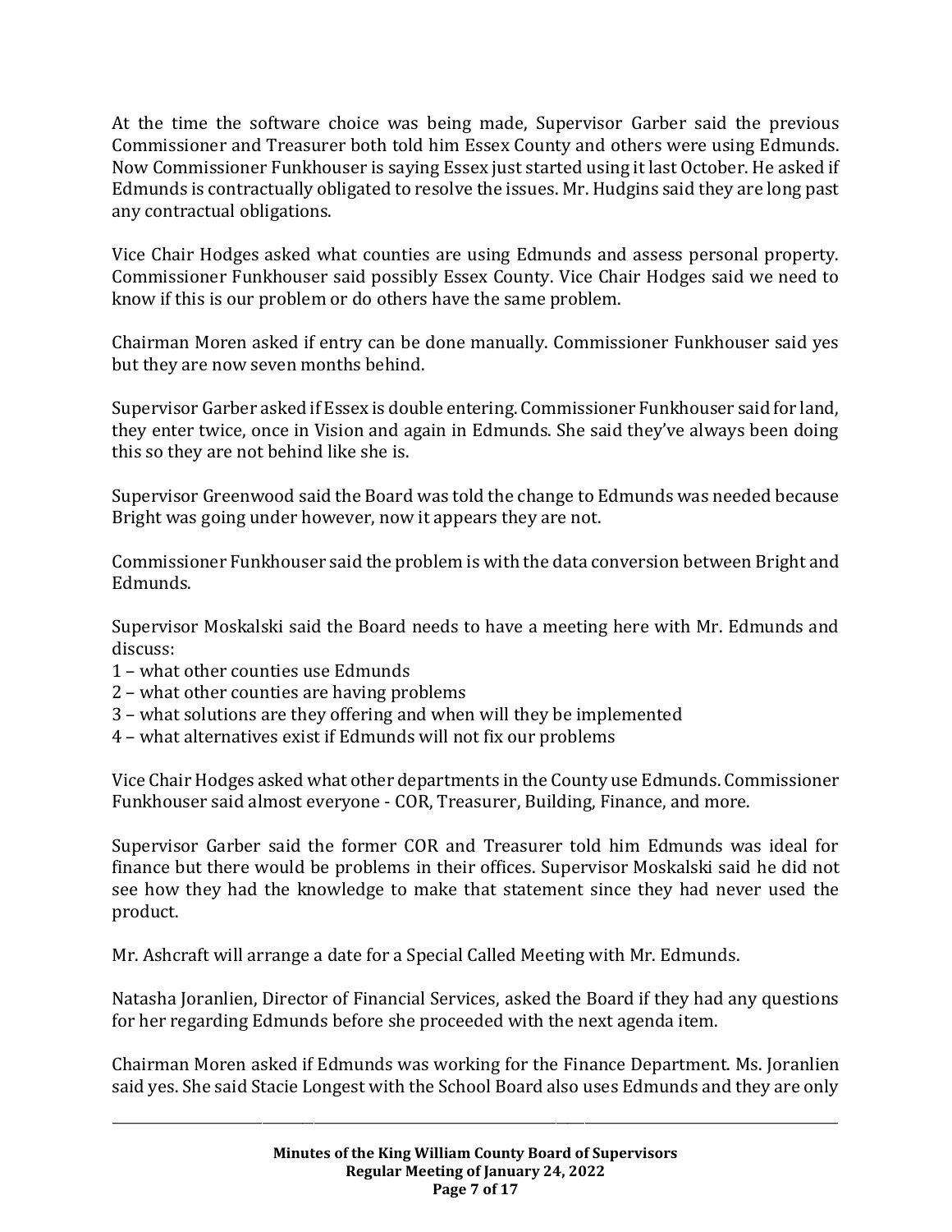At the time the software choice was being made, Supervisor Garber said the previous Commissioner and Treasurer both told him Essex County and others were using Edmunds. Now Commissioner Funkhouser is saying Essex just started using it last October. He asked if Edmunds is contractually obligated to resolve the issues. Mr. Hudgins said they are long past any contractual obligations.

Vice Chair Hodges asked what counties are using Edmunds and assess personal property. Commissioner Funkhouser said possibly Essex County. Vice Chair Hodges said we need to know if this is our problem or do others have the same problem.

Chairman Moren asked if entry can be done manually. Commissioner Funkhouser said yes but they are now seven months behind.

Supervisor Garber asked if Essex is double entering. Commissioner Funkhouser said for land, they enter twice, once in Vision and again in Edmunds. She said they've always been doing this so they are not behind like she is.

Supervisor Greenwood said the Board was told the change to Edmunds was needed because Bright was going under however, now it appears they are not.

Commissioner Funkhouser said the problem is with the data conversion between Bright and Edmunds.

Supervisor Moskalski said the Board needs to have a meeting here with Mr. Edmunds and discuss:

1 – what other counties use Edmunds
2 – what other counties are having problems
3 – what solutions are they offering and when will they be implemented
4 – what alternatives exist if Edmunds will not fix our problems

Vice Chair Hodges asked what other departments in the County use Edmunds. Commissioner Funkhouser said almost everyone - COR, Treasurer, Building, Finance, and more.

Supervisor Garber said the former COR and Treasurer told him Edmunds was ideal for finance but there would be problems in their offices. Supervisor Moskalski said he did not see how they had the knowledge to make that statement since they had never used the product.

Mr. Ashcraft will arrange a date for a Special Called Meeting with Mr. Edmunds.

Natasha Joranlien, Director of Financial Services, asked the Board if they had any questions for her regarding Edmunds before she proceeded with the next agenda item.

Chairman Moren asked if Edmunds was working for the Finance Department. Ms. Joranlien said yes. She said Stacie Longest with the School Board also uses Edmunds and they are only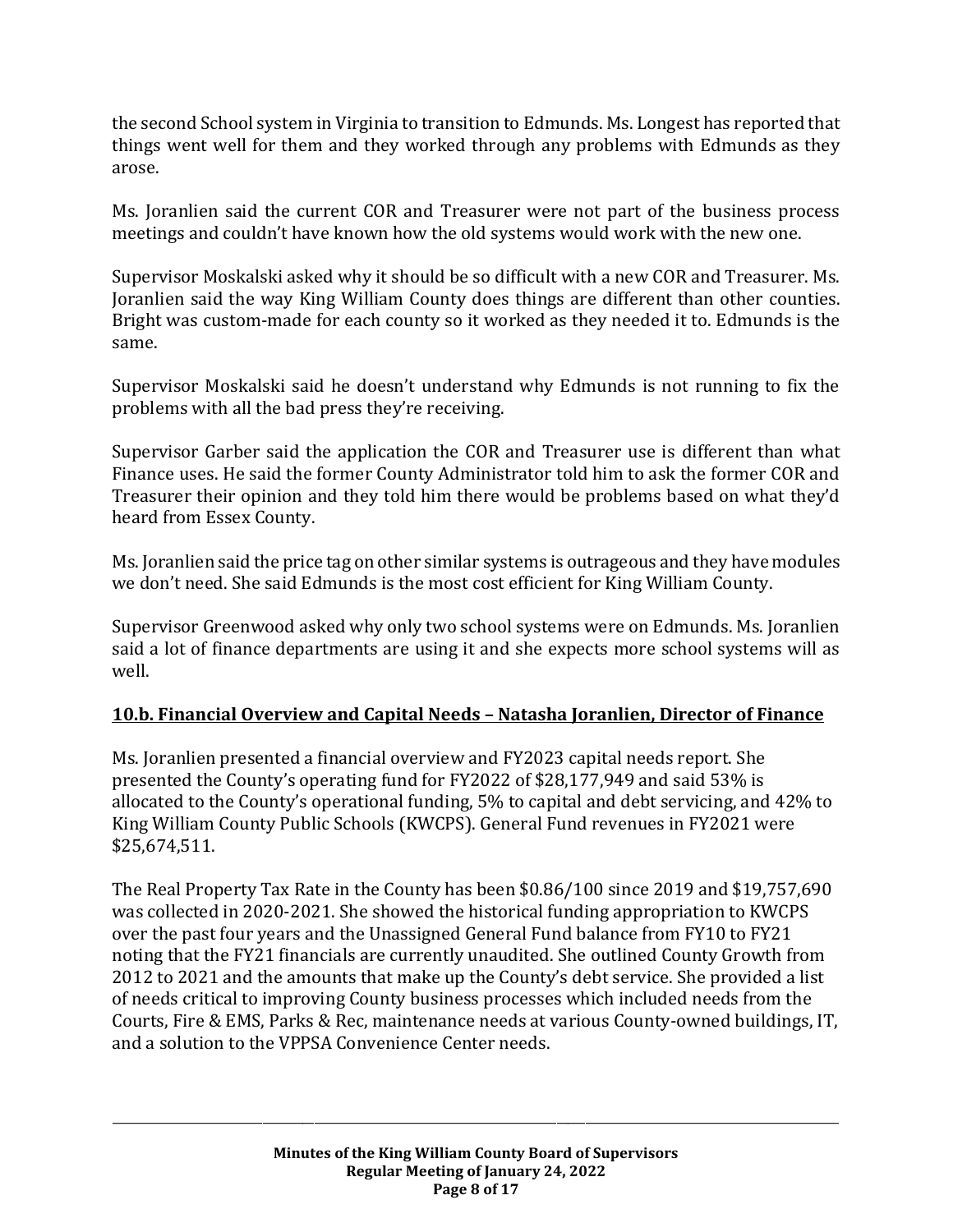the second School system in Virginia to transition to Edmunds. Ms. Longest has reported that things went well for them and they worked through any problems with Edmunds as they arose.

Ms. Joranlien said the current COR and Treasurer were not part of the business process meetings and couldn't have known how the old systems would work with the new one.

Supervisor Moskalski asked why it should be so difficult with a new COR and Treasurer. Ms. Joranlien said the way King William County does things are different than other counties. Bright was custom-made for each county so it worked as they needed it to. Edmunds is the same.

Supervisor Moskalski said he doesn't understand why Edmunds is not running to fix the problems with all the bad press they're receiving.

Supervisor Garber said the application the COR and Treasurer use is different than what Finance uses. He said the former County Administrator told him to ask the former COR and Treasurer their opinion and they told him there would be problems based on what they'd heard from Essex County.

Ms. Joranlien said the price tag on other similar systems is outrageous and they have modules we don't need. She said Edmunds is the most cost efficient for King William County.

Supervisor Greenwood asked why only two school systems were on Edmunds. Ms. Joranlien said a lot of finance departments are using it and she expects more school systems will as well.

**10.b. Financial Overview and Capital Needs – Natasha Joranlien, Director of Finance**

Ms. Joranlien presented a financial overview and FY2023 capital needs report. She presented the County's operating fund for FY2022 of $28,177,949 and said 53% is allocated to the County's operational funding, 5% to capital and debt servicing, and 42% to King William County Public Schools (KWCPS). General Fund revenues in FY2021 were $25,674,511.

The Real Property Tax Rate in the County has been $0.86/100 since 2019 and $19,757,690 was collected in 2020-2021. She showed the historical funding appropriation to KWCPS over the past four years and the Unassigned General Fund balance from FY10 to FY21 noting that the FY21 financials are currently unaudited. She outlined County Growth from 2012 to 2021 and the amounts that make up the County's debt service. She provided a list of needs critical to improving County business processes which included needs from the Courts, Fire & EMS, Parks & Rec, maintenance needs at various County-owned buildings, IT, and a solution to the VPPSA Convenience Center needs.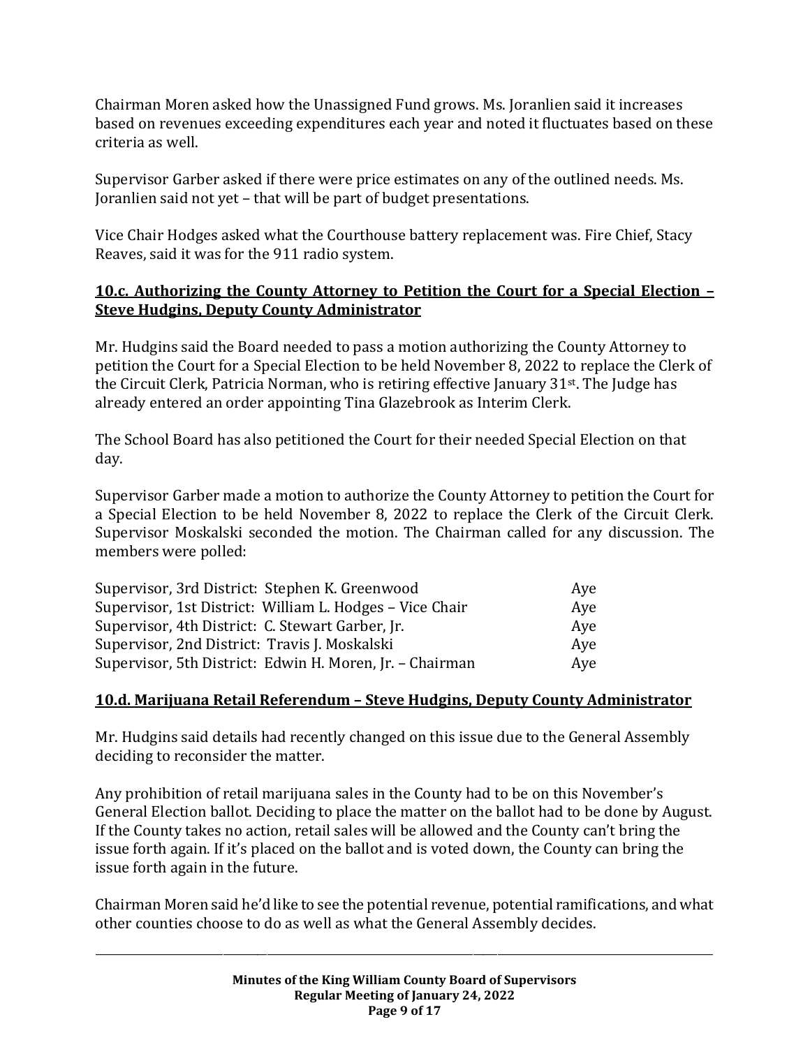Chairman Moren asked how the Unassigned Fund grows. Ms. Joranlien said it increases based on revenues exceeding expenditures each year and noted it fluctuates based on these criteria as well.

Supervisor Garber asked if there were price estimates on any of the outlined needs. Ms. Joranlien said not yet – that will be part of budget presentations.

Vice Chair Hodges asked what the Courthouse battery replacement was. Fire Chief, Stacy Reaves, said it was for the 911 radio system.

## 10.c. Authorizing the County Attorney to Petition the Court for a Special Election – Steve Hudgins, Deputy County Administrator

Mr. Hudgins said the Board needed to pass a motion authorizing the County Attorney to petition the Court for a Special Election to be held November 8, 2022 to replace the Clerk of the Circuit Clerk, Patricia Norman, who is retiring effective January 31st. The Judge has already entered an order appointing Tina Glazebrook as Interim Clerk.

The School Board has also petitioned the Court for their needed Special Election on that day.

Supervisor Garber made a motion to authorize the County Attorney to petition the Court for a Special Election to be held November 8, 2022 to replace the Clerk of the Circuit Clerk. Supervisor Moskalski seconded the motion. The Chairman called for any discussion. The members were polled:

| | |
|---|---|
| Supervisor, 3rd District: Stephen K. Greenwood | Aye |
| Supervisor, 1st District: William L. Hodges – Vice Chair | Aye |
| Supervisor, 4th District: C. Stewart Garber, Jr. | Aye |
| Supervisor, 2nd District: Travis J. Moskalski | Aye |
| Supervisor, 5th District: Edwin H. Moren, Jr. – Chairman | Aye |

## 10.d. Marijuana Retail Referendum – Steve Hudgins, Deputy County Administrator

Mr. Hudgins said details had recently changed on this issue due to the General Assembly deciding to reconsider the matter.

Any prohibition of retail marijuana sales in the County had to be on this November's General Election ballot. Deciding to place the matter on the ballot had to be done by August. If the County takes no action, retail sales will be allowed and the County can't bring the issue forth again. If it's placed on the ballot and is voted down, the County can bring the issue forth again in the future.

Chairman Moren said he'd like to see the potential revenue, potential ramifications, and what other counties choose to do as well as what the General Assembly decides.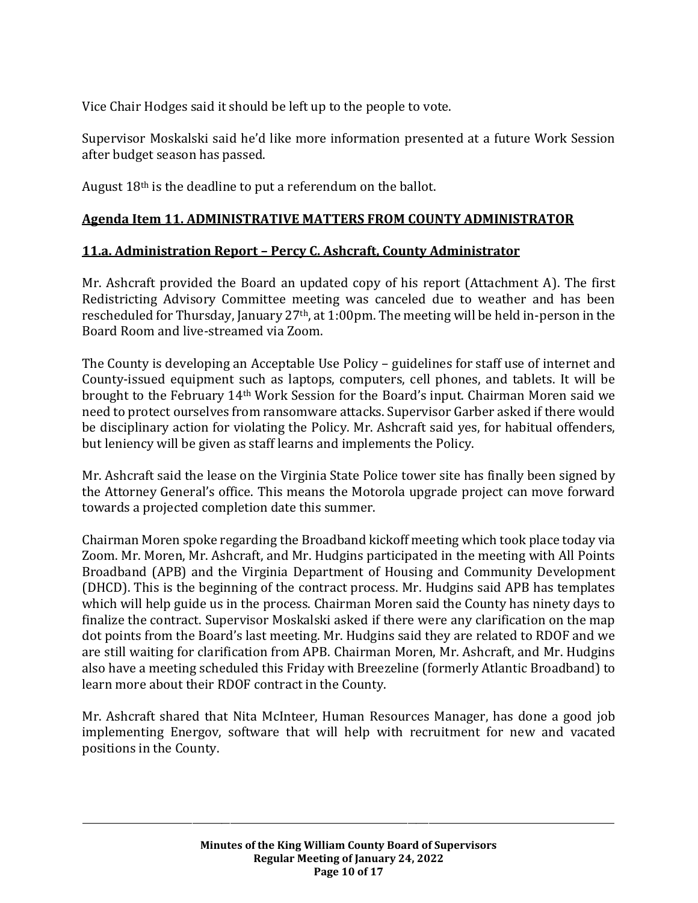Vice Chair Hodges said it should be left up to the people to vote.

Supervisor Moskalski said he'd like more information presented at a future Work Session after budget season has passed.

August 18th is the deadline to put a referendum on the ballot.

## Agenda Item 11. ADMINISTRATIVE MATTERS FROM COUNTY ADMINISTRATOR

### 11.a. Administration Report – Percy C. Ashcraft, County Administrator

Mr. Ashcraft provided the Board an updated copy of his report (Attachment A). The first Redistricting Advisory Committee meeting was canceled due to weather and has been rescheduled for Thursday, January 27th, at 1:00pm. The meeting will be held in-person in the Board Room and live-streamed via Zoom.

The County is developing an Acceptable Use Policy – guidelines for staff use of internet and County-issued equipment such as laptops, computers, cell phones, and tablets. It will be brought to the February 14th Work Session for the Board's input. Chairman Moren said we need to protect ourselves from ransomware attacks. Supervisor Garber asked if there would be disciplinary action for violating the Policy. Mr. Ashcraft said yes, for habitual offenders, but leniency will be given as staff learns and implements the Policy.

Mr. Ashcraft said the lease on the Virginia State Police tower site has finally been signed by the Attorney General's office. This means the Motorola upgrade project can move forward towards a projected completion date this summer.

Chairman Moren spoke regarding the Broadband kickoff meeting which took place today via Zoom. Mr. Moren, Mr. Ashcraft, and Mr. Hudgins participated in the meeting with All Points Broadband (APB) and the Virginia Department of Housing and Community Development (DHCD). This is the beginning of the contract process. Mr. Hudgins said APB has templates which will help guide us in the process. Chairman Moren said the County has ninety days to finalize the contract. Supervisor Moskalski asked if there were any clarification on the map dot points from the Board's last meeting. Mr. Hudgins said they are related to RDOF and we are still waiting for clarification from APB. Chairman Moren, Mr. Ashcraft, and Mr. Hudgins also have a meeting scheduled this Friday with Breezeline (formerly Atlantic Broadband) to learn more about their RDOF contract in the County.

Mr. Ashcraft shared that Nita McInteer, Human Resources Manager, has done a good job implementing Energov, software that will help with recruitment for new and vacated positions in the County.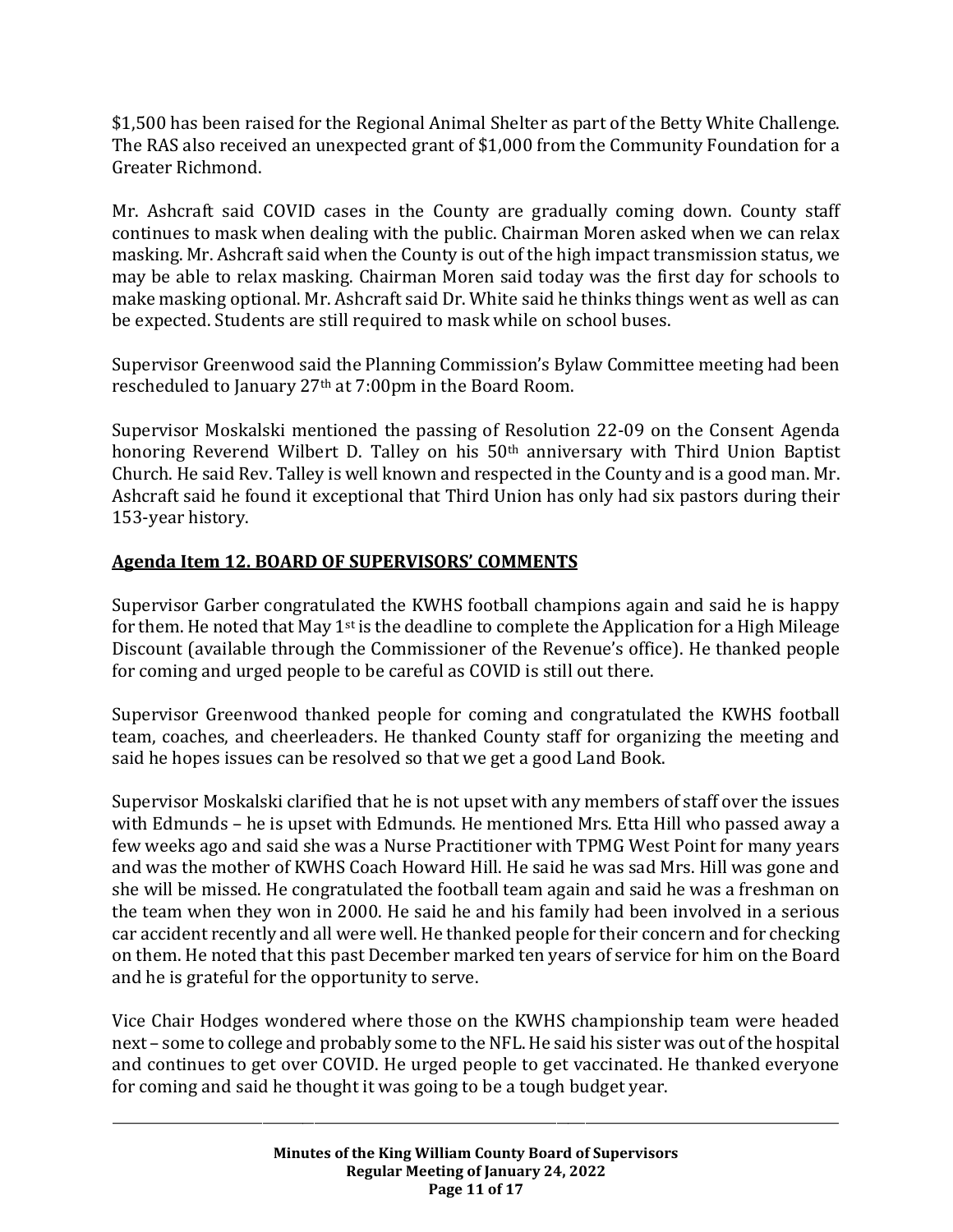$1,500 has been raised for the Regional Animal Shelter as part of the Betty White Challenge. The RAS also received an unexpected grant of $1,000 from the Community Foundation for a Greater Richmond.

Mr. Ashcraft said COVID cases in the County are gradually coming down. County staff continues to mask when dealing with the public. Chairman Moren asked when we can relax masking. Mr. Ashcraft said when the County is out of the high impact transmission status, we may be able to relax masking. Chairman Moren said today was the first day for schools to make masking optional. Mr. Ashcraft said Dr. White said he thinks things went as well as can be expected. Students are still required to mask while on school buses.

Supervisor Greenwood said the Planning Commission's Bylaw Committee meeting had been rescheduled to January 27th at 7:00pm in the Board Room.

Supervisor Moskalski mentioned the passing of Resolution 22-09 on the Consent Agenda honoring Reverend Wilbert D. Talley on his 50th anniversary with Third Union Baptist Church. He said Rev. Talley is well known and respected in the County and is a good man. Mr. Ashcraft said he found it exceptional that Third Union has only had six pastors during their 153-year history.

## Agenda Item 12. BOARD OF SUPERVISORS' COMMENTS

Supervisor Garber congratulated the KWHS football champions again and said he is happy for them. He noted that May 1st is the deadline to complete the Application for a High Mileage Discount (available through the Commissioner of the Revenue's office). He thanked people for coming and urged people to be careful as COVID is still out there.

Supervisor Greenwood thanked people for coming and congratulated the KWHS football team, coaches, and cheerleaders. He thanked County staff for organizing the meeting and said he hopes issues can be resolved so that we get a good Land Book.

Supervisor Moskalski clarified that he is not upset with any members of staff over the issues with Edmunds – he is upset with Edmunds. He mentioned Mrs. Etta Hill who passed away a few weeks ago and said she was a Nurse Practitioner with TPMG West Point for many years and was the mother of KWHS Coach Howard Hill. He said he was sad Mrs. Hill was gone and she will be missed. He congratulated the football team again and said he was a freshman on the team when they won in 2000. He said he and his family had been involved in a serious car accident recently and all were well. He thanked people for their concern and for checking on them. He noted that this past December marked ten years of service for him on the Board and he is grateful for the opportunity to serve.

Vice Chair Hodges wondered where those on the KWHS championship team were headed next – some to college and probably some to the NFL. He said his sister was out of the hospital and continues to get over COVID. He urged people to get vaccinated. He thanked everyone for coming and said he thought it was going to be a tough budget year.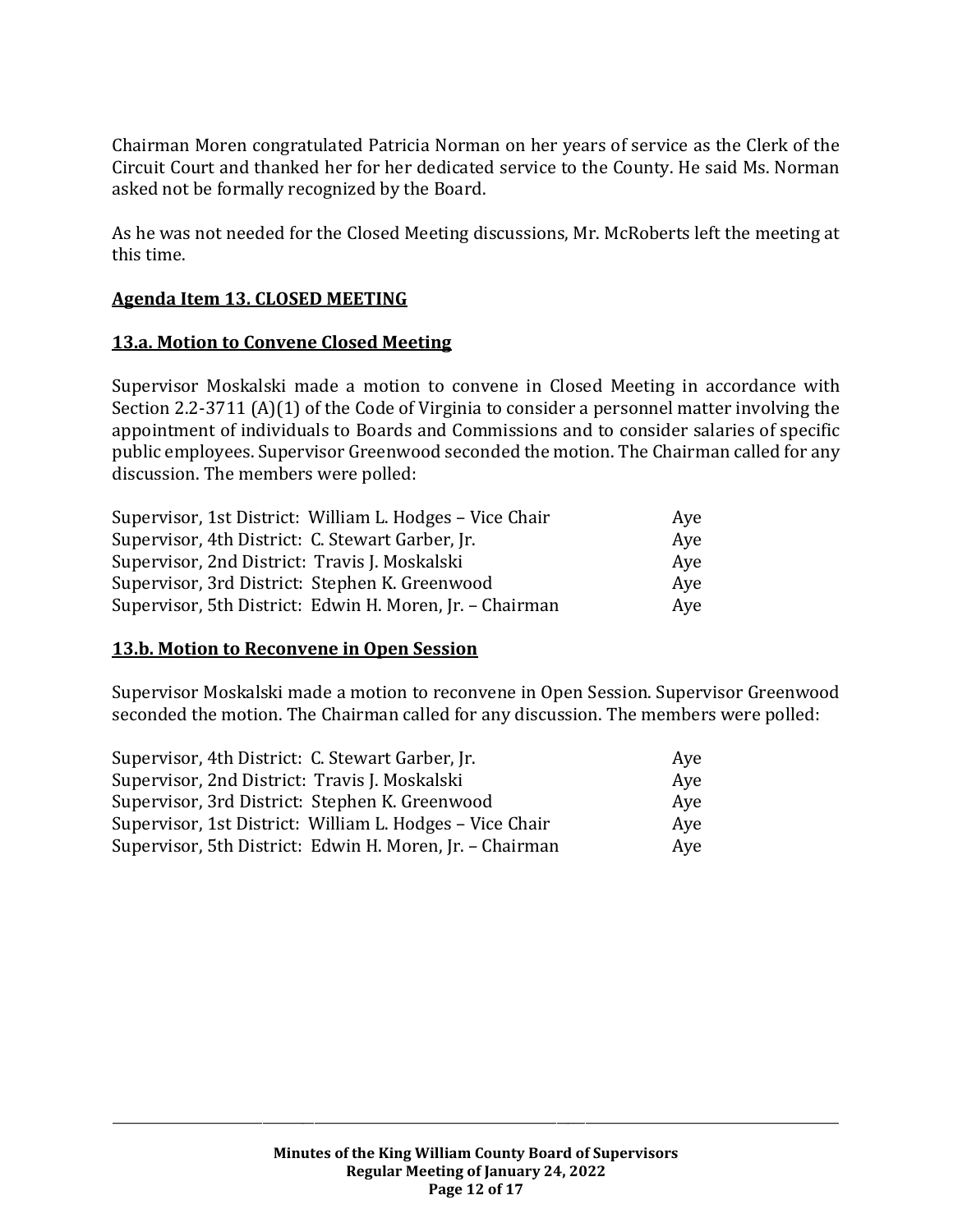Chairman Moren congratulated Patricia Norman on her years of service as the Clerk of the Circuit Court and thanked her for her dedicated service to the County. He said Ms. Norman asked not be formally recognized by the Board.

As he was not needed for the Closed Meeting discussions, Mr. McRoberts left the meeting at this time.

**Agenda Item 13. CLOSED MEETING**

**13.a. Motion to Convene Closed Meeting**

Supervisor Moskalski made a motion to convene in Closed Meeting in accordance with Section 2.2-3711 (A)(1) of the Code of Virginia to consider a personnel matter involving the appointment of individuals to Boards and Commissions and to consider salaries of specific public employees. Supervisor Greenwood seconded the motion. The Chairman called for any discussion. The members were polled:

| | |
|---|---|
| Supervisor, 1st District: William L. Hodges – Vice Chair | Aye |
| Supervisor, 4th District: C. Stewart Garber, Jr. | Aye |
| Supervisor, 2nd District: Travis J. Moskalski | Aye |
| Supervisor, 3rd District: Stephen K. Greenwood | Aye |
| Supervisor, 5th District: Edwin H. Moren, Jr. – Chairman | Aye |

**13.b. Motion to Reconvene in Open Session**

Supervisor Moskalski made a motion to reconvene in Open Session. Supervisor Greenwood seconded the motion. The Chairman called for any discussion. The members were polled:

| | |
|---|---|
| Supervisor, 4th District: C. Stewart Garber, Jr. | Aye |
| Supervisor, 2nd District: Travis J. Moskalski | Aye |
| Supervisor, 3rd District: Stephen K. Greenwood | Aye |
| Supervisor, 1st District: William L. Hodges – Vice Chair | Aye |
| Supervisor, 5th District: Edwin H. Moren, Jr. – Chairman | Aye |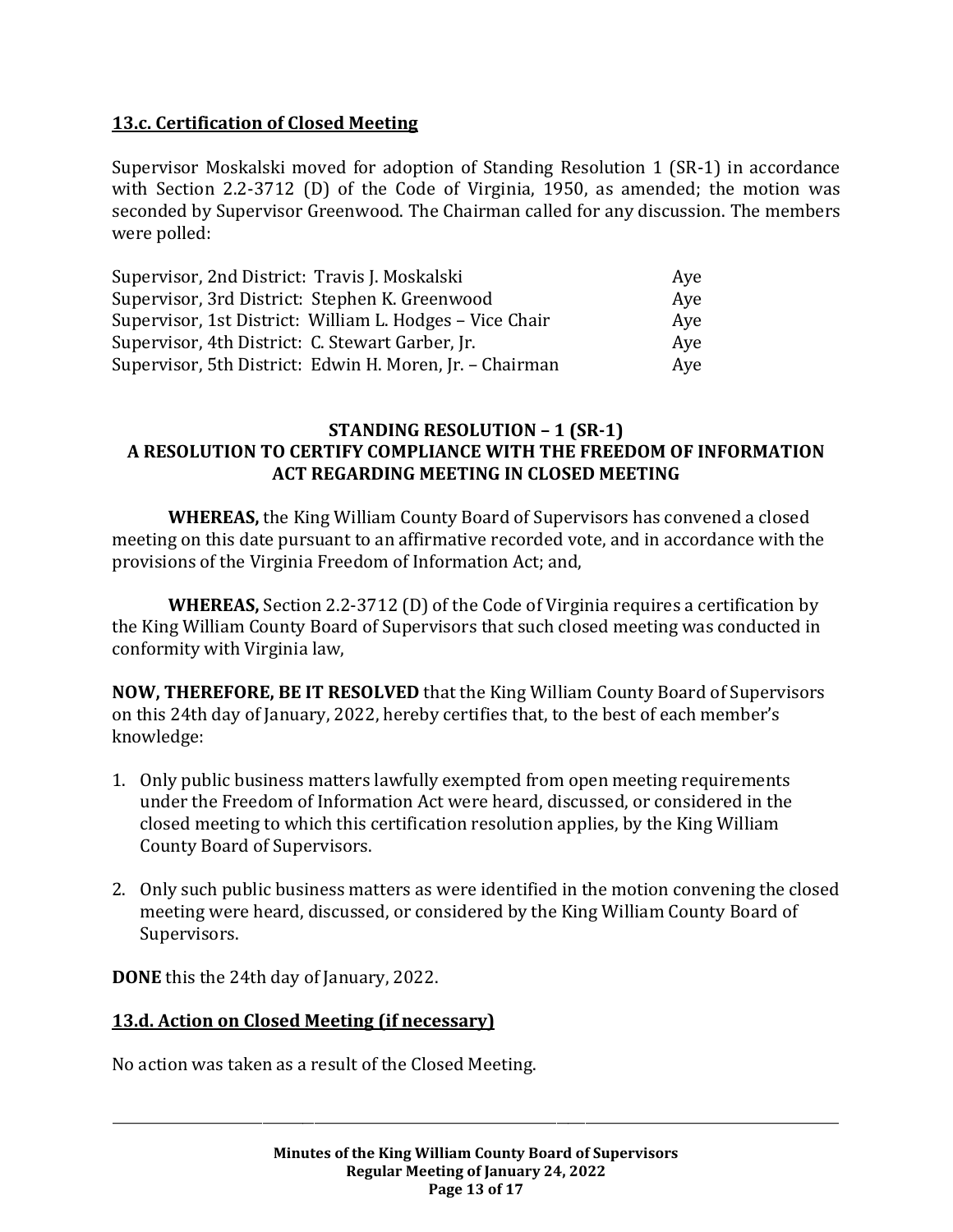**13.c. Certification of Closed Meeting**

Supervisor Moskalski moved for adoption of Standing Resolution 1 (SR-1) in accordance with Section 2.2-3712 (D) of the Code of Virginia, 1950, as amended; the motion was seconded by Supervisor Greenwood. The Chairman called for any discussion. The members were polled:

| | |
|---|---|
| Supervisor, 2nd District: Travis J. Moskalski | Aye |
| Supervisor, 3rd District: Stephen K. Greenwood | Aye |
| Supervisor, 1st District: William L. Hodges – Vice Chair | Aye |
| Supervisor, 4th District: C. Stewart Garber, Jr. | Aye |
| Supervisor, 5th District: Edwin H. Moren, Jr. – Chairman | Aye |

**STANDING RESOLUTION – 1 (SR-1)**
**A RESOLUTION TO CERTIFY COMPLIANCE WITH THE FREEDOM OF INFORMATION ACT REGARDING MEETING IN CLOSED MEETING**

**WHEREAS,** the King William County Board of Supervisors has convened a closed meeting on this date pursuant to an affirmative recorded vote, and in accordance with the provisions of the Virginia Freedom of Information Act; and,

**WHEREAS,** Section 2.2-3712 (D) of the Code of Virginia requires a certification by the King William County Board of Supervisors that such closed meeting was conducted in conformity with Virginia law,

**NOW, THEREFORE, BE IT RESOLVED** that the King William County Board of Supervisors on this 24th day of January, 2022, hereby certifies that, to the best of each member's knowledge:

1. Only public business matters lawfully exempted from open meeting requirements under the Freedom of Information Act were heard, discussed, or considered in the closed meeting to which this certification resolution applies, by the King William County Board of Supervisors.

2. Only such public business matters as were identified in the motion convening the closed meeting were heard, discussed, or considered by the King William County Board of Supervisors.

**DONE** this the 24th day of January, 2022.

**13.d. Action on Closed Meeting (if necessary)**

No action was taken as a result of the Closed Meeting.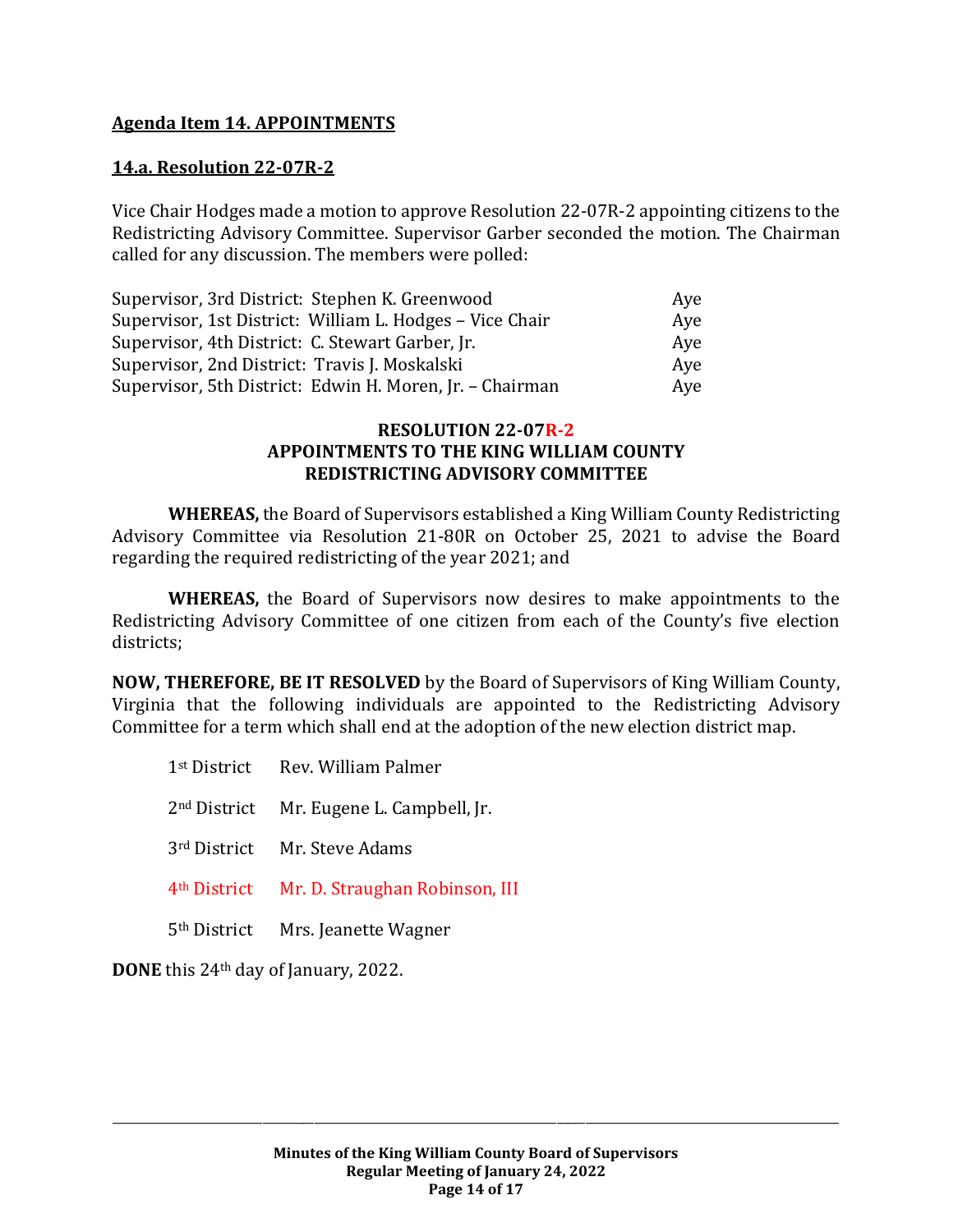**Agenda Item 14. APPOINTMENTS**

**14.a. Resolution 22-07R-2**

Vice Chair Hodges made a motion to approve Resolution 22-07R-2 appointing citizens to the Redistricting Advisory Committee. Supervisor Garber seconded the motion. The Chairman called for any discussion. The members were polled:

| | |
|---|---|
| Supervisor, 3rd District: Stephen K. Greenwood | Aye |
| Supervisor, 1st District: William L. Hodges – Vice Chair | Aye |
| Supervisor, 4th District: C. Stewart Garber, Jr. | Aye |
| Supervisor, 2nd District: Travis J. Moskalski | Aye |
| Supervisor, 5th District: Edwin H. Moren, Jr. – Chairman | Aye |

**RESOLUTION 22-07R-2**
**APPOINTMENTS TO THE KING WILLIAM COUNTY REDISTRICTING ADVISORY COMMITTEE**

**WHEREAS,** the Board of Supervisors established a King William County Redistricting Advisory Committee via Resolution 21-80R on October 25, 2021 to advise the Board regarding the required redistricting of the year 2021; and

**WHEREAS,** the Board of Supervisors now desires to make appointments to the Redistricting Advisory Committee of one citizen from each of the County's five election districts;

**NOW, THEREFORE, BE IT RESOLVED** by the Board of Supervisors of King William County, Virginia that the following individuals are appointed to the Redistricting Advisory Committee for a term which shall end at the adoption of the new election district map.

| | |
|---|---|
| 1st District | Rev. William Palmer |
| 2nd District | Mr. Eugene L. Campbell, Jr. |
| 3rd District | Mr. Steve Adams |
| 4th District | Mr. D. Straughan Robinson, III |
| 5th District | Mrs. Jeanette Wagner |

**DONE** this 24th day of January, 2022.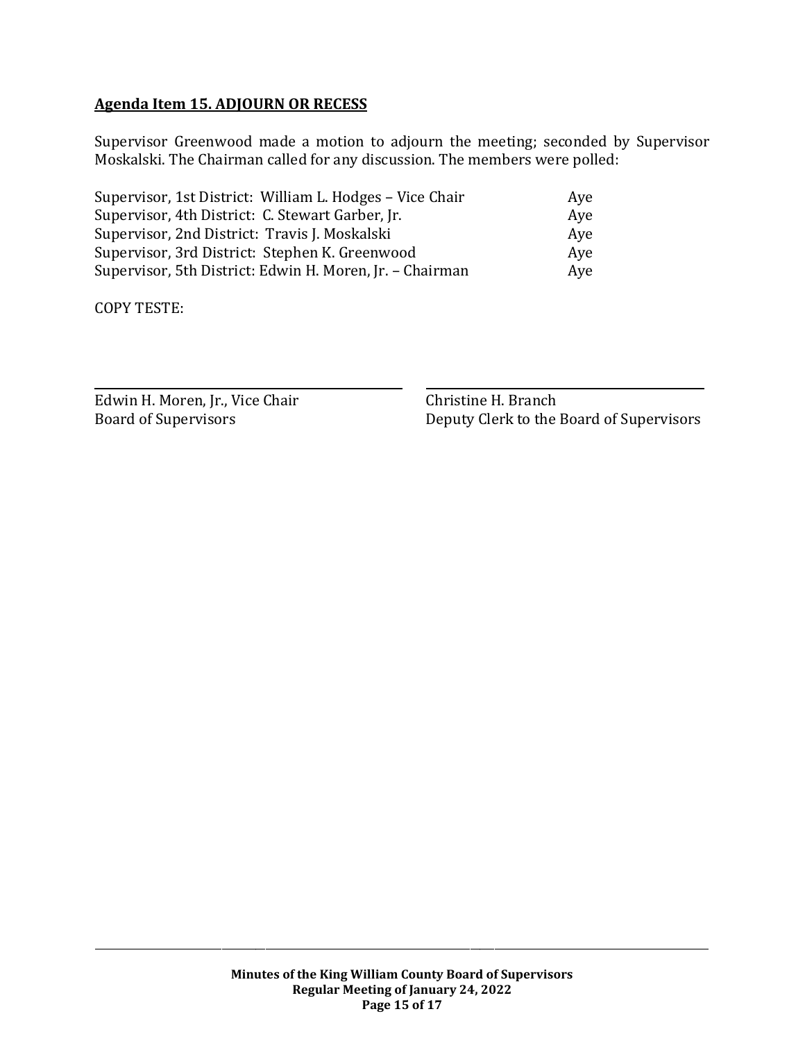## **Agenda Item 15. ADJOURN OR RECESS**

Supervisor Greenwood made a motion to adjourn the meeting; seconded by Supervisor Moskalski. The Chairman called for any discussion. The members were polled:

| | |
|---|---|
| Supervisor, 1st District: William L. Hodges – Vice Chair | Aye |
| Supervisor, 4th District: C. Stewart Garber, Jr. | Aye |
| Supervisor, 2nd District: Travis J. Moskalski | Aye |
| Supervisor, 3rd District: Stephen K. Greenwood | Aye |
| Supervisor, 5th District: Edwin H. Moren, Jr. – Chairman | Aye |

COPY TESTE:

Edwin H. Moren, Jr., Vice Chair
Board of Supervisors

Christine H. Branch
Deputy Clerk to the Board of Supervisors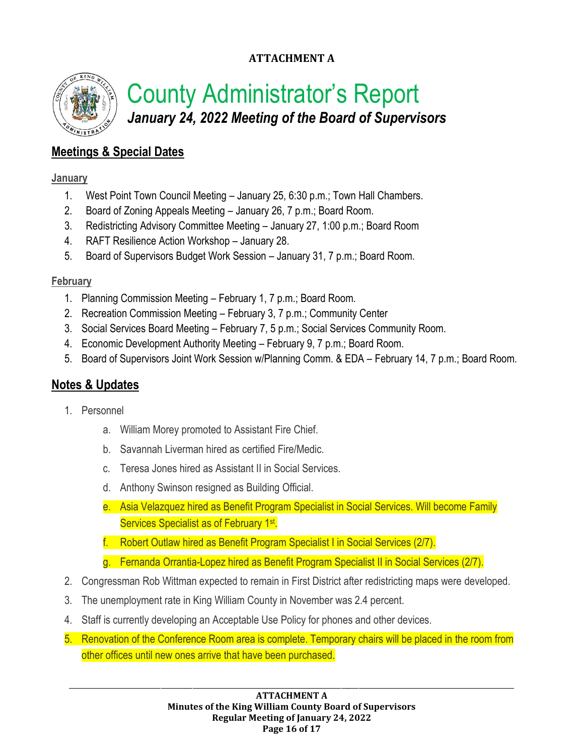**ATTACHMENT A**

# County Administrator's Report

***January 24, 2022 Meeting of the Board of Supervisors***

## Meetings & Special Dates

### January

1. West Point Town Council Meeting – January 25, 6:30 p.m.; Town Hall Chambers.
2. Board of Zoning Appeals Meeting – January 26, 7 p.m.; Board Room.
3. Redistricting Advisory Committee Meeting – January 27, 1:00 p.m.; Board Room
4. RAFT Resilience Action Workshop – January 28.
5. Board of Supervisors Budget Work Session – January 31, 7 p.m.; Board Room.

### February

1. Planning Commission Meeting – February 1, 7 p.m.; Board Room.
2. Recreation Commission Meeting – February 3, 7 p.m.; Community Center
3. Social Services Board Meeting – February 7, 5 p.m.; Social Services Community Room.
4. Economic Development Authority Meeting – February 9, 7 p.m.; Board Room.
5. Board of Supervisors Joint Work Session w/Planning Comm. & EDA – February 14, 7 p.m.; Board Room.

## Notes & Updates

1. Personnel
    a. William Morey promoted to Assistant Fire Chief.
    b. Savannah Liverman hired as certified Fire/Medic.
    c. Teresa Jones hired as Assistant II in Social Services.
    d. Anthony Swinson resigned as Building Official.
    e. Asia Velazquez hired as Benefit Program Specialist in Social Services. Will become Family Services Specialist as of February 1st.
    f. Robert Outlaw hired as Benefit Program Specialist I in Social Services (2/7).
    g. Fernanda Orrantia-Lopez hired as Benefit Program Specialist II in Social Services (2/7).
2. Congressman Rob Wittman expected to remain in First District after redistricting maps were developed.
3. The unemployment rate in King William County in November was 2.4 percent.
4. Staff is currently developing an Acceptable Use Policy for phones and other devices.
5. Renovation of the Conference Room area is complete. Temporary chairs will be placed in the room from other offices until new ones arrive that have been purchased.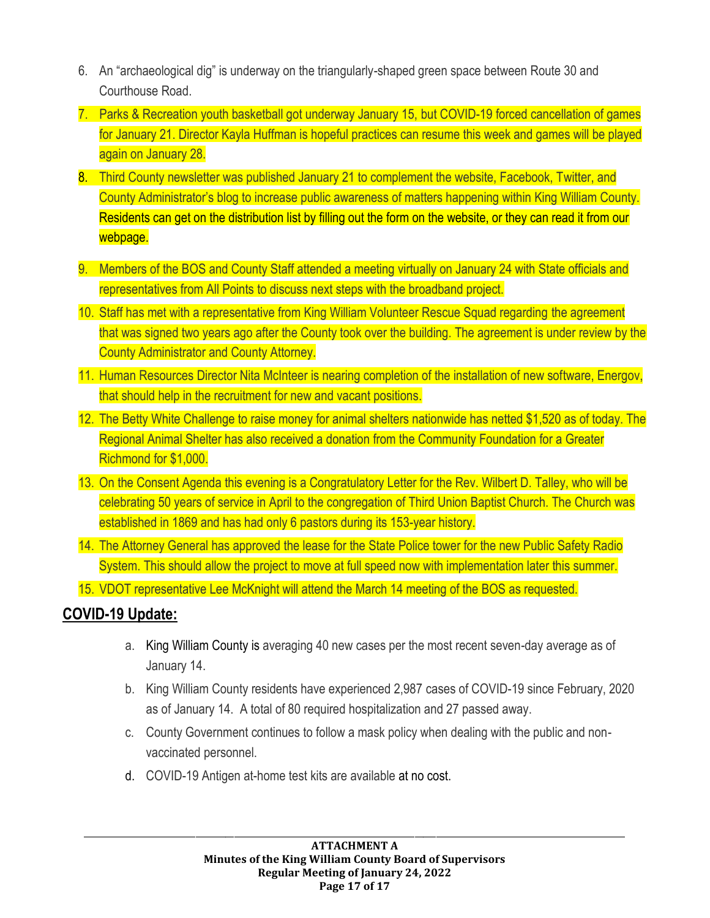6. An "archaeological dig" is underway on the triangularly-shaped green space between Route 30 and Courthouse Road.
7. Parks & Recreation youth basketball got underway January 15, but COVID-19 forced cancellation of games for January 21. Director Kayla Huffman is hopeful practices can resume this week and games will be played again on January 28.
8. Third County newsletter was published January 21 to complement the website, Facebook, Twitter, and County Administrator's blog to increase public awareness of matters happening within King William County. Residents can get on the distribution list by filling out the form on the website, or they can read it from our webpage.
9. Members of the BOS and County Staff attended a meeting virtually on January 24 with State officials and representatives from All Points to discuss next steps with the broadband project.
10. Staff has met with a representative from King William Volunteer Rescue Squad regarding the agreement that was signed two years ago after the County took over the building. The agreement is under review by the County Administrator and County Attorney.
11. Human Resources Director Nita McInteer is nearing completion of the installation of new software, Energov, that should help in the recruitment for new and vacant positions.
12. The Betty White Challenge to raise money for animal shelters nationwide has netted $1,520 as of today. The Regional Animal Shelter has also received a donation from the Community Foundation for a Greater Richmond for $1,000.
13. On the Consent Agenda this evening is a Congratulatory Letter for the Rev. Wilbert D. Talley, who will be celebrating 50 years of service in April to the congregation of Third Union Baptist Church. The Church was established in 1869 and has had only 6 pastors during its 153-year history.
14. The Attorney General has approved the lease for the State Police tower for the new Public Safety Radio System. This should allow the project to move at full speed now with implementation later this summer.
15. VDOT representative Lee McKnight will attend the March 14 meeting of the BOS as requested.

## COVID-19 Update:

a. King William County is averaging 40 new cases per the most recent seven-day average as of January 14.

b. King William County residents have experienced 2,987 cases of COVID-19 since February, 2020 as of January 14. A total of 80 required hospitalization and 27 passed away.

c. County Government continues to follow a mask policy when dealing with the public and non-vaccinated personnel.

d. COVID-19 Antigen at-home test kits are available at no cost.